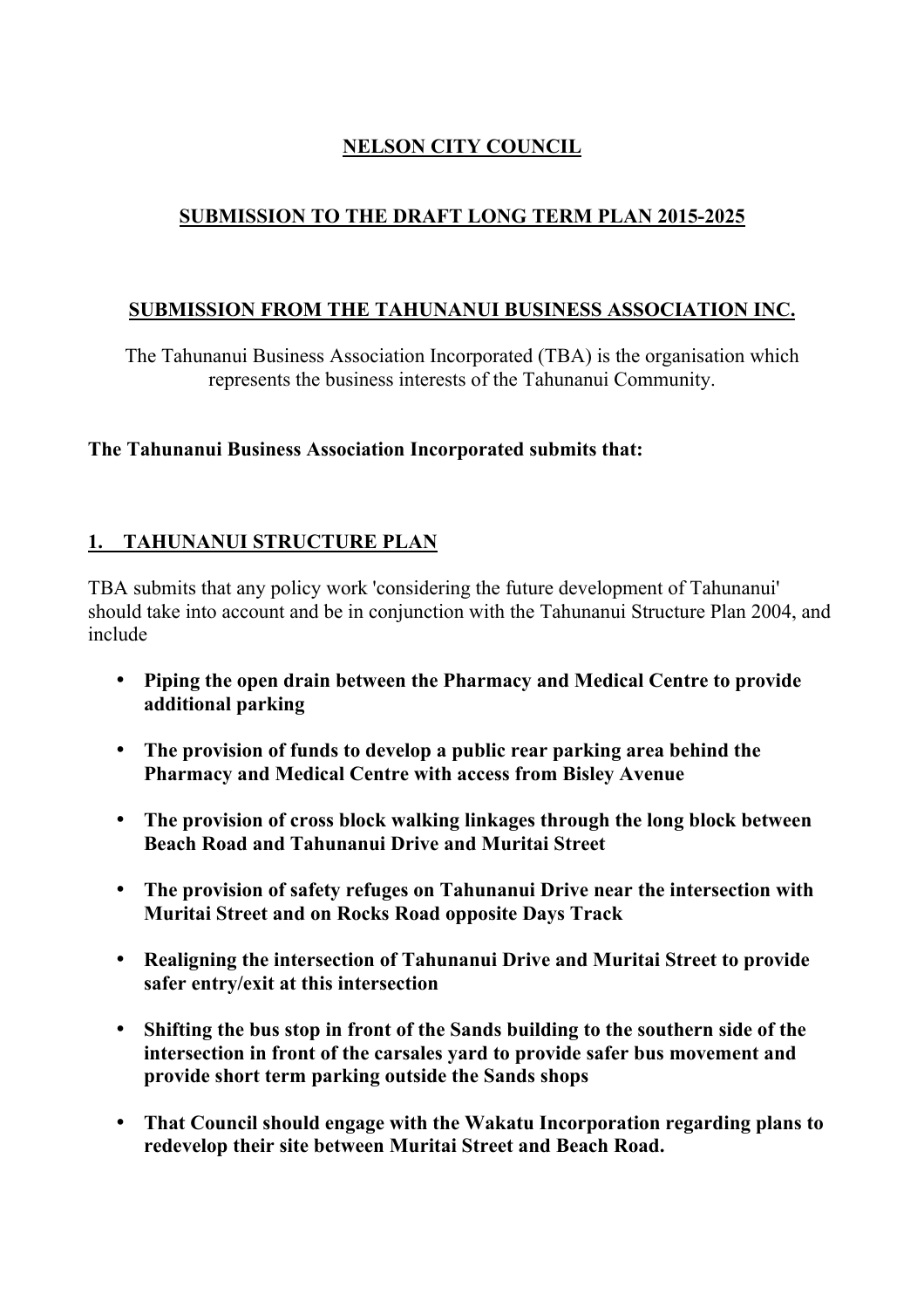# NELSON CITY COUNCIL

## SUBMISSION TO THE DRAFT LONG TERM PLAN 2015-2025

## SUBMISSION FROM THE TAHUNANUI BUSINESS ASSOCIATION INC.

The Tahunanui Business Association Incorporated (TBA) is the organisation which represents the business interests of the Tahunanui Community.

**The Tahunanui Business Association Incorporated submits that:**

## 1. TAHUNANUI STRUCTURE PLAN

TBA submits that any policy work 'considering the future development of Tahunanui' should take into account and be in conjunction with the Tahunanui Structure Plan 2004, and include

- **Piping the open drain between the Pharmacy and Medical Centre to provide additional parking**
- **The provision of funds to develop a public rear parking area behind the Pharmacy and Medical Centre with access from Bisley Avenue**
- **The provision of cross block walking linkages through the long block between Beach Road and Tahunanui Drive and Muritai Street**
- **The provision of safety refuges on Tahunanui Drive near the intersection with Muritai Street and on Rocks Road opposite Days Track**
- **Realigning the intersection of Tahunanui Drive and Muritai Street to provide safer entry/exit at this intersection**
- **Shifting the bus stop in front of the Sands building to the southern side of the intersection in front of the carsales yard to provide safer bus movement and provide short term parking outside the Sands shops**
- **That Council should engage with the Wakatu Incorporation regarding plans to redevelop their site between Muritai Street and Beach Road.**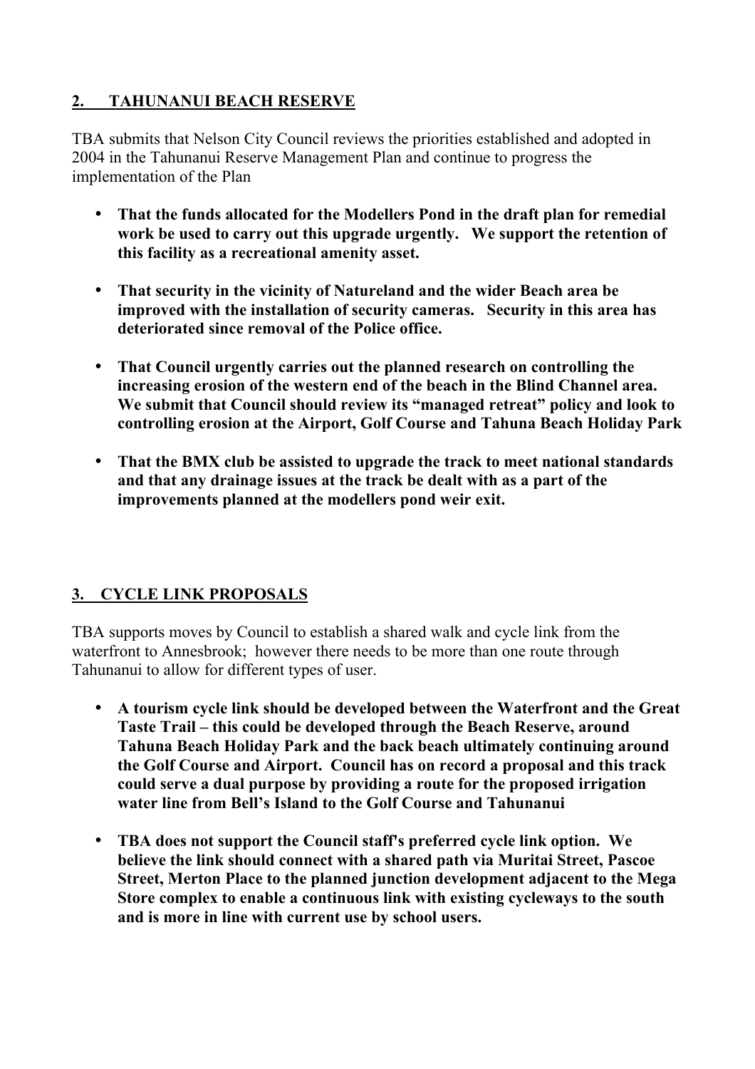## 2. TAHUNANUI BEACH RESERVE

TBA submits that Nelson City Council reviews the priorities established and adopted in 2004 in the Tahunanui Reserve Management Plan and continue to progress the implementation of the Plan

- **That the funds allocated for the Modellers Pond in the draft plan for remedial work be used to carry out this upgrade urgently. We support the retention of this facility as a recreational amenity asset.**
- **That security in the vicinity of Natureland and the wider Beach area be improved with the installation of security cameras. Security in this area has deteriorated since removal of the Police office.**
- **That Council urgently carries out the planned research on controlling the increasing erosion of the western end of the beach in the Blind Channel area. We submit that Council should review its "managed retreat" policy and look to controlling erosion at the Airport, Golf Course and Tahuna Beach Holiday Park**
- **That the BMX club be assisted to upgrade the track to meet national standards and that any drainage issues at the track be dealt with as a part of the improvements planned at the modellers pond weir exit.**

## 3. CYCLE LINK PROPOSALS

TBA supports moves by Council to establish a shared walk and cycle link from the waterfront to Annesbrook; however there needs to be more than one route through Tahunanui to allow for different types of user.

- **A tourism cycle link should be developed between the Waterfront and the Great Taste Trail – this could be developed through the Beach Reserve, around Tahuna Beach Holiday Park and the back beach ultimately continuing around the Golf Course and Airport. Council has on record a proposal and this track could serve a dual purpose by providing a route for the proposed irrigation water line from Bell's Island to the Golf Course and Tahunanui**
- **TBA does not support the Council staff's preferred cycle link option. We believe the link should connect with a shared path via Muritai Street, Pascoe Street, Merton Place to the planned junction development adjacent to the Mega Store complex to enable a continuous link with existing cycleways to the south and is more in line with current use by school users.**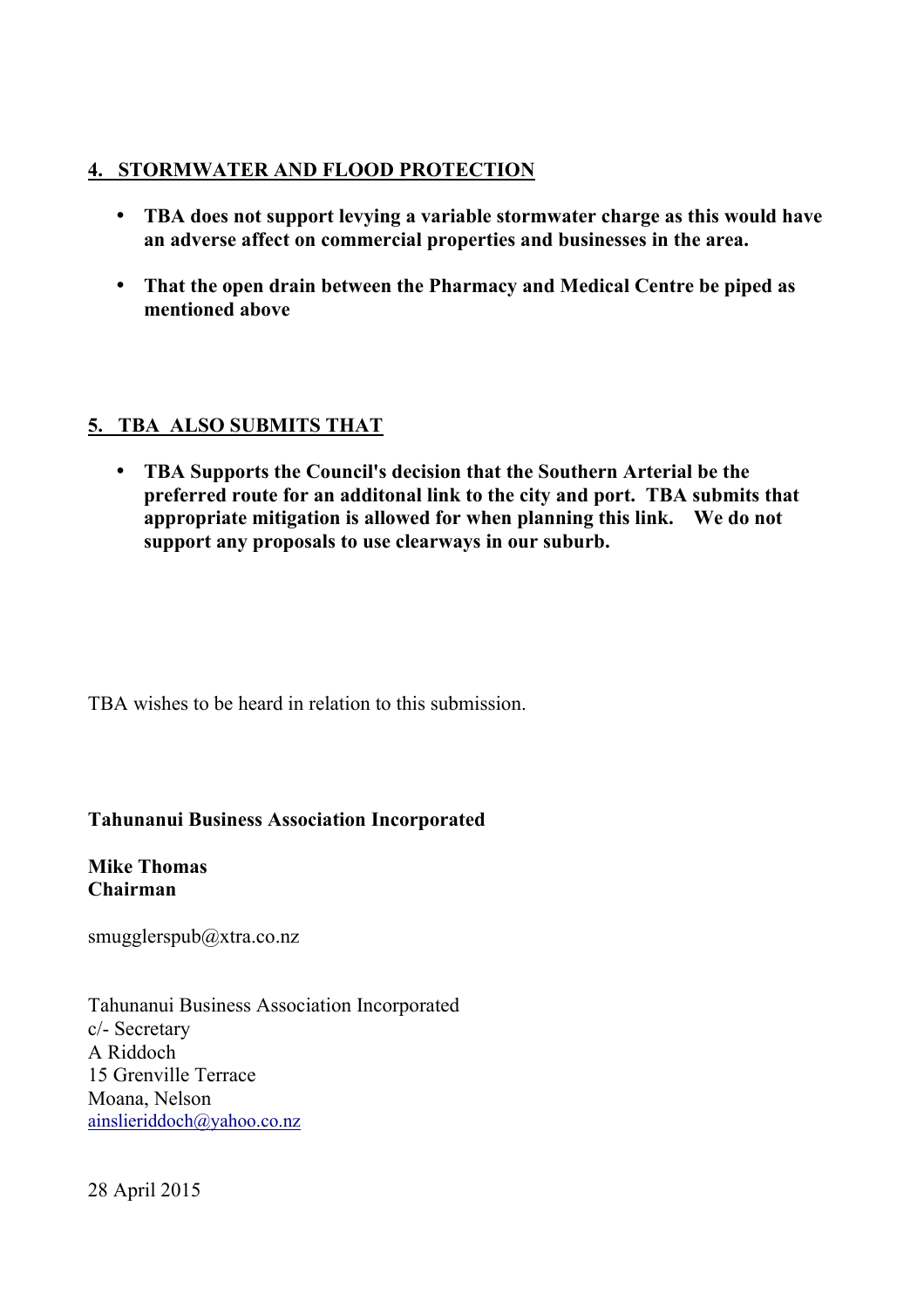## 4. STORMWATER AND FLOOD PROTECTION

- **TBA does not support levying a variable stormwater charge as this would have an adverse affect on commercial properties and businesses in the area.**

- **That the open drain between the Pharmacy and Medical Centre be piped as mentioned above**

## 5. TBA ALSO SUBMITS THAT

- **TBA Supports the Council's decision that the Southern Arterial be the preferred route for an additonal link to the city and port. TBA submits that appropriate mitigation is allowed for when planning this link. We do not support any proposals to use clearways in our suburb.**

TBA wishes to be heard in relation to this submission.

**Tahunanui Business Association Incorporated**

**Mike Thomas**
**Chairman**

smugglerspub@xtra.co.nz

Tahunanui Business Association Incorporated
c/- Secretary
A Riddoch
15 Grenville Terrace
Moana, Nelson
ainslieriddoch@yahoo.co.nz

28 April 2015